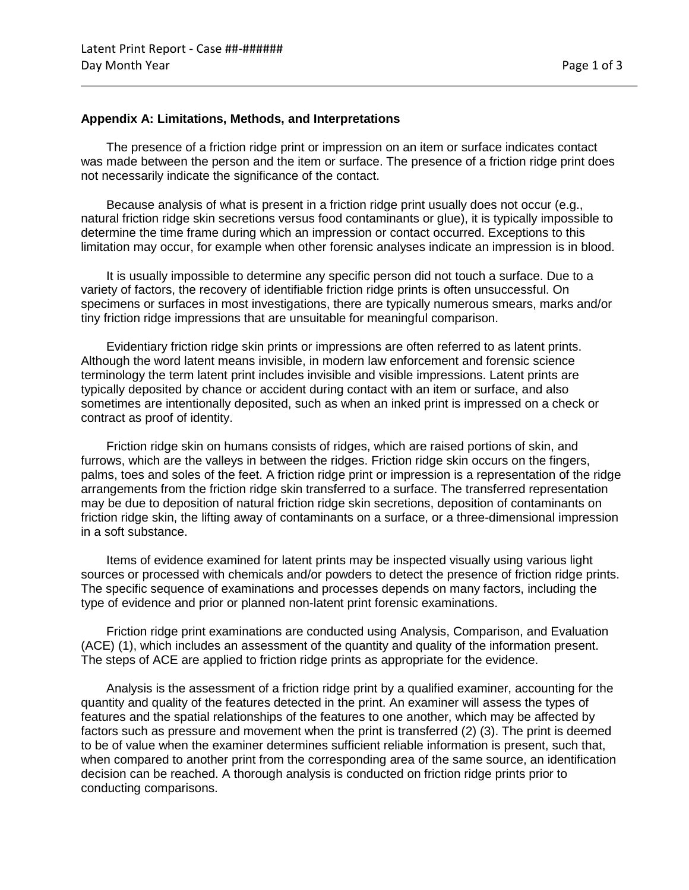### Appendix A: Limitations, Methods, and Interpretations

The presence of a friction ridge print or impression on an item or surface indicates contact was made between the person and the item or surface. The presence of a friction ridge print does not necessarily indicate the significance of the contact.

Because analysis of what is present in a friction ridge print usually does not occur (e.g., natural friction ridge skin secretions versus food contaminants or glue), it is typically impossible to determine the time frame during which an impression or contact occurred. Exceptions to this limitation may occur, for example when other forensic analyses indicate an impression is in blood.

It is usually impossible to determine any specific person did not touch a surface. Due to a variety of factors, the recovery of identifiable friction ridge prints is often unsuccessful. On specimens or surfaces in most investigations, there are typically numerous smears, marks and/or tiny friction ridge impressions that are unsuitable for meaningful comparison.

Evidentiary friction ridge skin prints or impressions are often referred to as latent prints. Although the word latent means invisible, in modern law enforcement and forensic science terminology the term latent print includes invisible and visible impressions. Latent prints are typically deposited by chance or accident during contact with an item or surface, and also sometimes are intentionally deposited, such as when an inked print is impressed on a check or contract as proof of identity.

Friction ridge skin on humans consists of ridges, which are raised portions of skin, and furrows, which are the valleys in between the ridges. Friction ridge skin occurs on the fingers, palms, toes and soles of the feet. A friction ridge print or impression is a representation of the ridge arrangements from the friction ridge skin transferred to a surface. The transferred representation may be due to deposition of natural friction ridge skin secretions, deposition of contaminants on friction ridge skin, the lifting away of contaminants on a surface, or a three-dimensional impression in a soft substance.

Items of evidence examined for latent prints may be inspected visually using various light sources or processed with chemicals and/or powders to detect the presence of friction ridge prints. The specific sequence of examinations and processes depends on many factors, including the type of evidence and prior or planned non-latent print forensic examinations.

Friction ridge print examinations are conducted using Analysis, Comparison, and Evaluation (ACE) (1), which includes an assessment of the quantity and quality of the information present. The steps of ACE are applied to friction ridge prints as appropriate for the evidence.

Analysis is the assessment of a friction ridge print by a qualified examiner, accounting for the quantity and quality of the features detected in the print. An examiner will assess the types of features and the spatial relationships of the features to one another, which may be affected by factors such as pressure and movement when the print is transferred (2) (3). The print is deemed to be of value when the examiner determines sufficient reliable information is present, such that, when compared to another print from the corresponding area of the same source, an identification decision can be reached. A thorough analysis is conducted on friction ridge prints prior to conducting comparisons.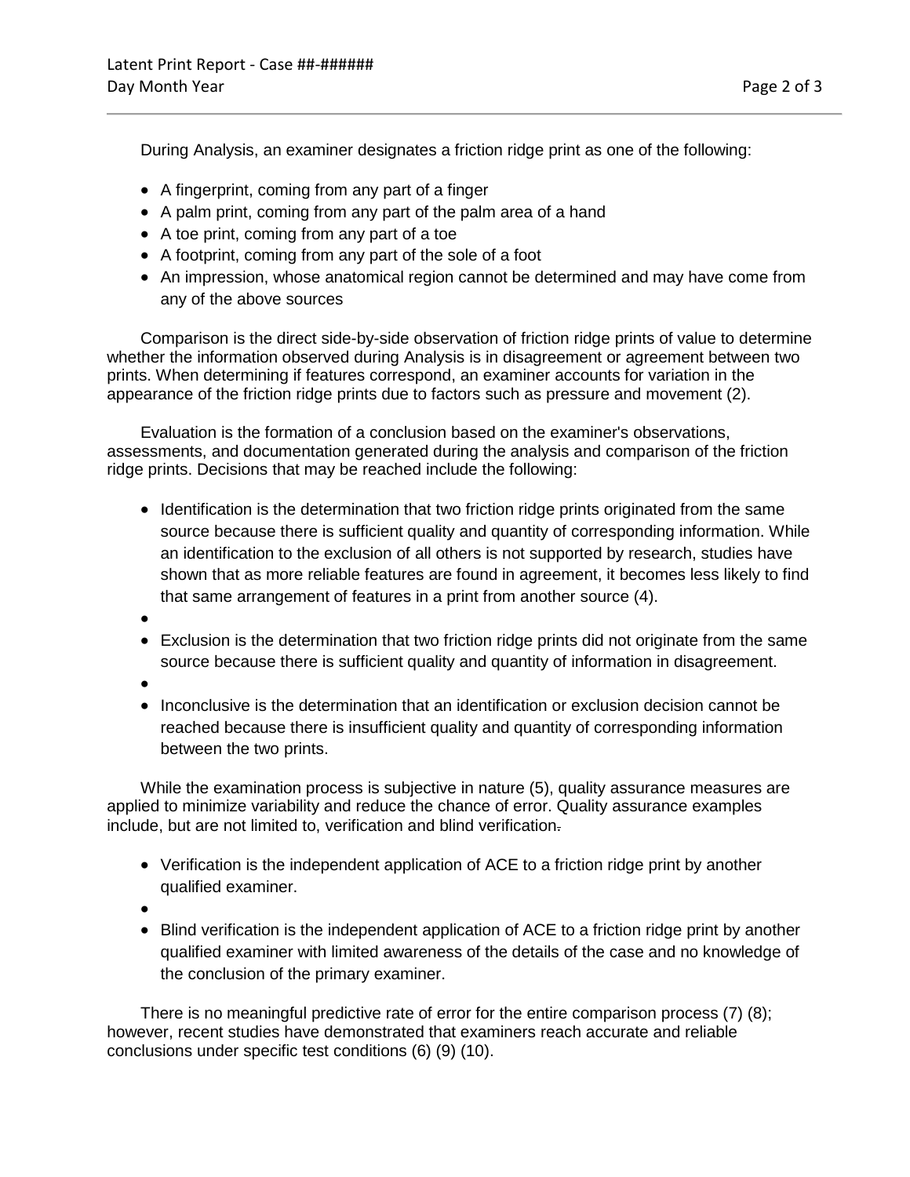During Analysis, an examiner designates a friction ridge print as one of the following:

- A fingerprint, coming from any part of a finger
- A palm print, coming from any part of the palm area of a hand
- A toe print, coming from any part of a toe
- A footprint, coming from any part of the sole of a foot
- An impression, whose anatomical region cannot be determined and may have come from any of the above sources

Comparison is the direct side-by-side observation of friction ridge prints of value to determine whether the information observed during Analysis is in disagreement or agreement between two prints. When determining if features correspond, an examiner accounts for variation in the appearance of the friction ridge prints due to factors such as pressure and movement (2).

Evaluation is the formation of a conclusion based on the examiner's observations, assessments, and documentation generated during the analysis and comparison of the friction ridge prints. Decisions that may be reached include the following:

- Identification is the determination that two friction ridge prints originated from the same source because there is sufficient quality and quantity of corresponding information. While an identification to the exclusion of all others is not supported by research, studies have shown that as more reliable features are found in agreement, it becomes less likely to find that same arrangement of features in a print from another source (4).
- Exclusion is the determination that two friction ridge prints did not originate from the same source because there is sufficient quality and quantity of information in disagreement.
- Inconclusive is the determination that an identification or exclusion decision cannot be reached because there is insufficient quality and quantity of corresponding information between the two prints.

While the examination process is subjective in nature (5), quality assurance measures are applied to minimize variability and reduce the chance of error. Quality assurance examples include, but are not limited to, verification and blind verification.

- Verification is the independent application of ACE to a friction ridge print by another qualified examiner.
- Blind verification is the independent application of ACE to a friction ridge print by another qualified examiner with limited awareness of the details of the case and no knowledge of the conclusion of the primary examiner.

There is no meaningful predictive rate of error for the entire comparison process (7) (8); however, recent studies have demonstrated that examiners reach accurate and reliable conclusions under specific test conditions (6) (9) (10).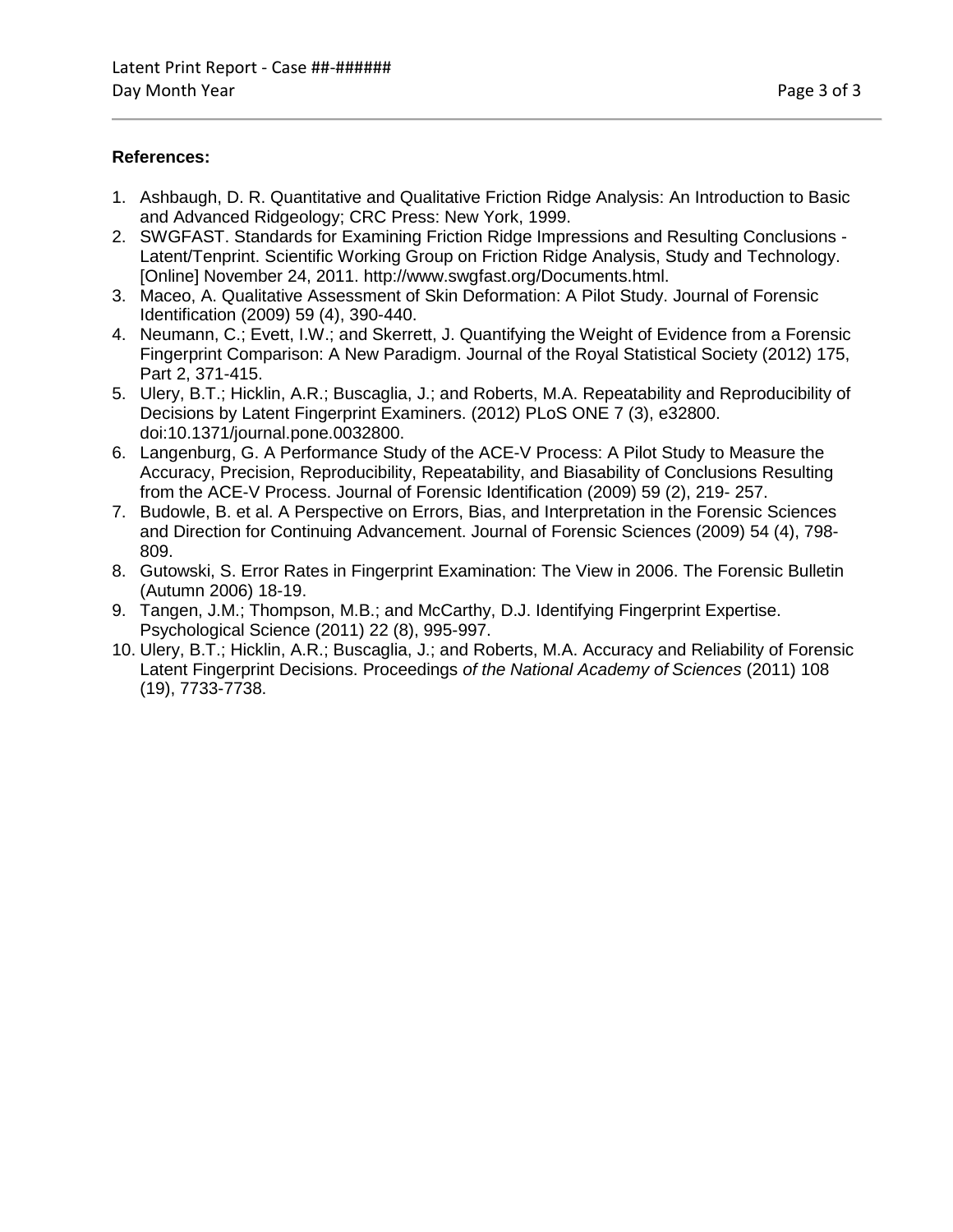**References:**

1. Ashbaugh, D. R. Quantitative and Qualitative Friction Ridge Analysis: An Introduction to Basic and Advanced Ridgeology; CRC Press: New York, 1999.
2. SWGFAST. Standards for Examining Friction Ridge Impressions and Resulting Conclusions - Latent/Tenprint. Scientific Working Group on Friction Ridge Analysis, Study and Technology. [Online] November 24, 2011. http://www.swgfast.org/Documents.html.
3. Maceo, A. Qualitative Assessment of Skin Deformation: A Pilot Study. Journal of Forensic Identification (2009) 59 (4), 390-440.
4. Neumann, C.; Evett, I.W.; and Skerrett, J. Quantifying the Weight of Evidence from a Forensic Fingerprint Comparison: A New Paradigm. Journal of the Royal Statistical Society (2012) 175, Part 2, 371-415.
5. Ulery, B.T.; Hicklin, A.R.; Buscaglia, J.; and Roberts, M.A. Repeatability and Reproducibility of Decisions by Latent Fingerprint Examiners. (2012) PLoS ONE 7 (3), e32800. doi:10.1371/journal.pone.0032800.
6. Langenburg, G. A Performance Study of the ACE-V Process: A Pilot Study to Measure the Accuracy, Precision, Reproducibility, Repeatability, and Biasability of Conclusions Resulting from the ACE-V Process. Journal of Forensic Identification (2009) 59 (2), 219- 257.
7. Budowle, B. et al. A Perspective on Errors, Bias, and Interpretation in the Forensic Sciences and Direction for Continuing Advancement. Journal of Forensic Sciences (2009) 54 (4), 798-809.
8. Gutowski, S. Error Rates in Fingerprint Examination: The View in 2006. The Forensic Bulletin (Autumn 2006) 18-19.
9. Tangen, J.M.; Thompson, M.B.; and McCarthy, D.J. Identifying Fingerprint Expertise. Psychological Science (2011) 22 (8), 995-997.
10. Ulery, B.T.; Hicklin, A.R.; Buscaglia, J.; and Roberts, M.A. Accuracy and Reliability of Forensic Latent Fingerprint Decisions. Proceedings *of the National Academy of Sciences* (2011) 108 (19), 7733-7738.